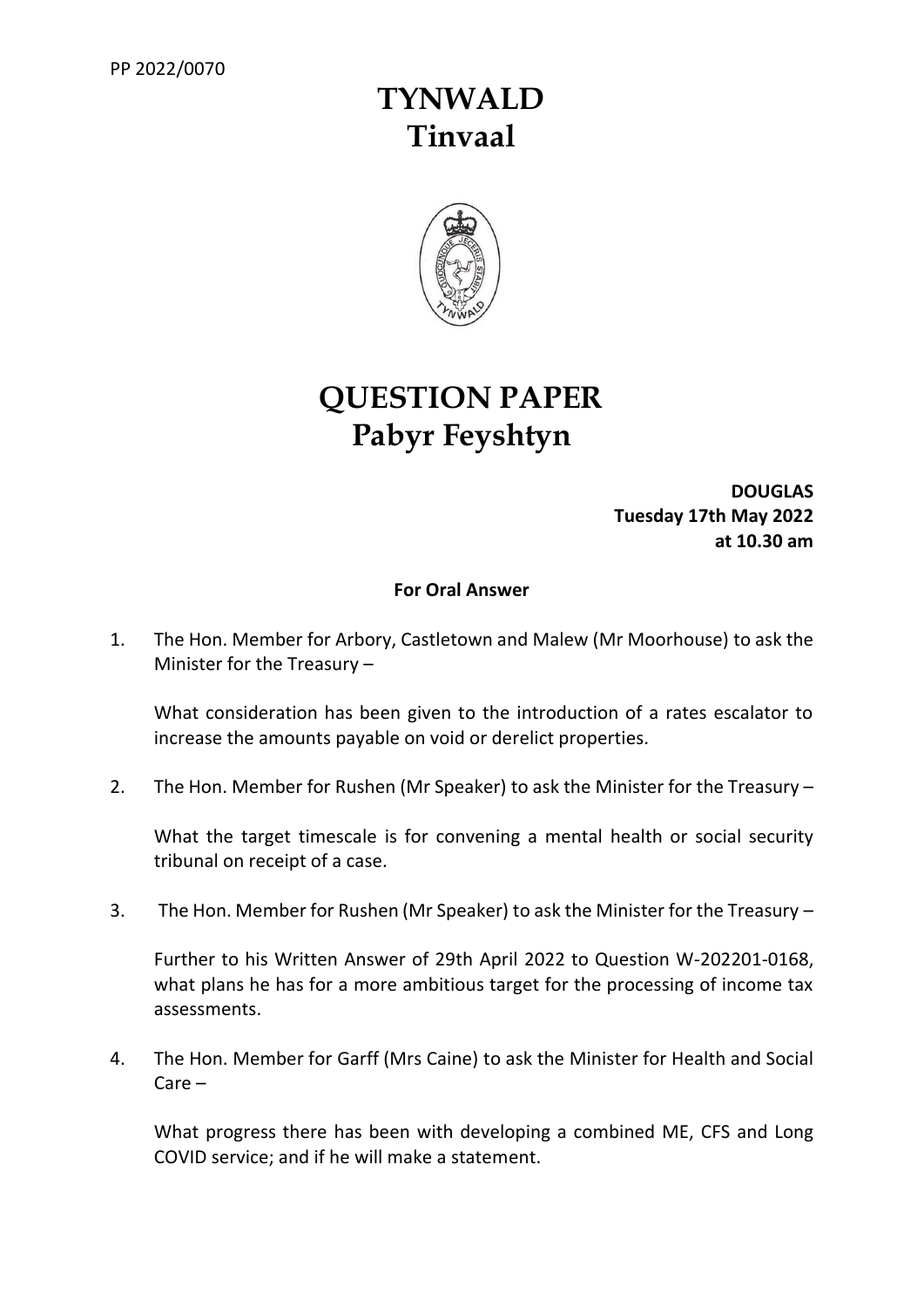PP 2022/0070

# TYNWALD
# Tinvaal

# QUESTION PAPER
# Pabyr Feyshtyn

**DOUGLAS**
**Tuesday 17th May 2022**
**at 10.30 am**

**For Oral Answer**

1. The Hon. Member for Arbory, Castletown and Malew (Mr Moorhouse) to ask the Minister for the Treasury –

   What consideration has been given to the introduction of a rates escalator to increase the amounts payable on void or derelict properties.

2. The Hon. Member for Rushen (Mr Speaker) to ask the Minister for the Treasury –

   What the target timescale is for convening a mental health or social security tribunal on receipt of a case.

3. The Hon. Member for Rushen (Mr Speaker) to ask the Minister for the Treasury –

   Further to his Written Answer of 29th April 2022 to Question W-202201-0168, what plans he has for a more ambitious target for the processing of income tax assessments.

4. The Hon. Member for Garff (Mrs Caine) to ask the Minister for Health and Social Care –

   What progress there has been with developing a combined ME, CFS and Long COVID service; and if he will make a statement.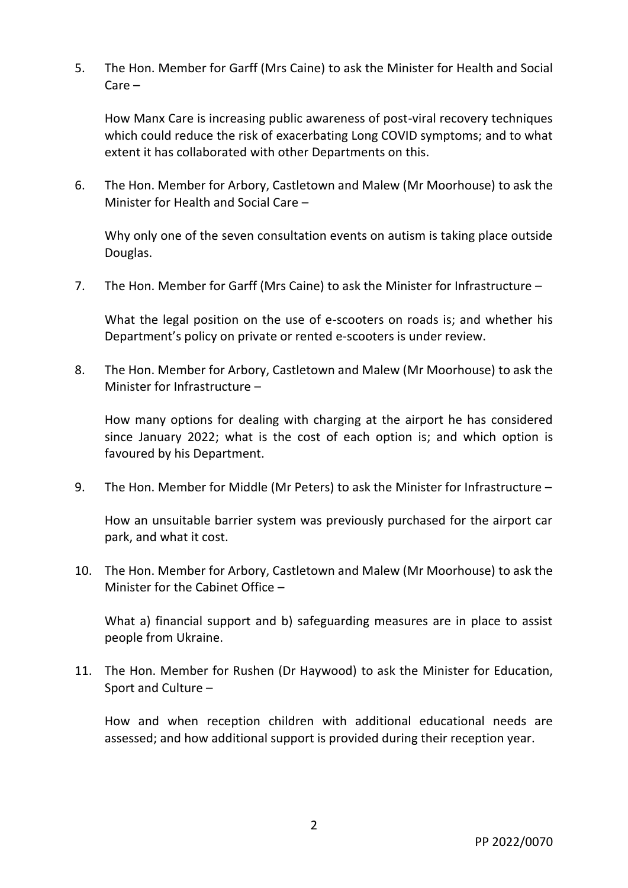5. The Hon. Member for Garff (Mrs Caine) to ask the Minister for Health and Social Care –

   How Manx Care is increasing public awareness of post-viral recovery techniques which could reduce the risk of exacerbating Long COVID symptoms; and to what extent it has collaborated with other Departments on this.

6. The Hon. Member for Arbory, Castletown and Malew (Mr Moorhouse) to ask the Minister for Health and Social Care –

   Why only one of the seven consultation events on autism is taking place outside Douglas.

7. The Hon. Member for Garff (Mrs Caine) to ask the Minister for Infrastructure –

   What the legal position on the use of e-scooters on roads is; and whether his Department's policy on private or rented e-scooters is under review.

8. The Hon. Member for Arbory, Castletown and Malew (Mr Moorhouse) to ask the Minister for Infrastructure –

   How many options for dealing with charging at the airport he has considered since January 2022; what is the cost of each option is; and which option is favoured by his Department.

9. The Hon. Member for Middle (Mr Peters) to ask the Minister for Infrastructure –

   How an unsuitable barrier system was previously purchased for the airport car park, and what it cost.

10. The Hon. Member for Arbory, Castletown and Malew (Mr Moorhouse) to ask the Minister for the Cabinet Office –

    What a) financial support and b) safeguarding measures are in place to assist people from Ukraine.

11. The Hon. Member for Rushen (Dr Haywood) to ask the Minister for Education, Sport and Culture –

    How and when reception children with additional educational needs are assessed; and how additional support is provided during their reception year.

PP 2022/0070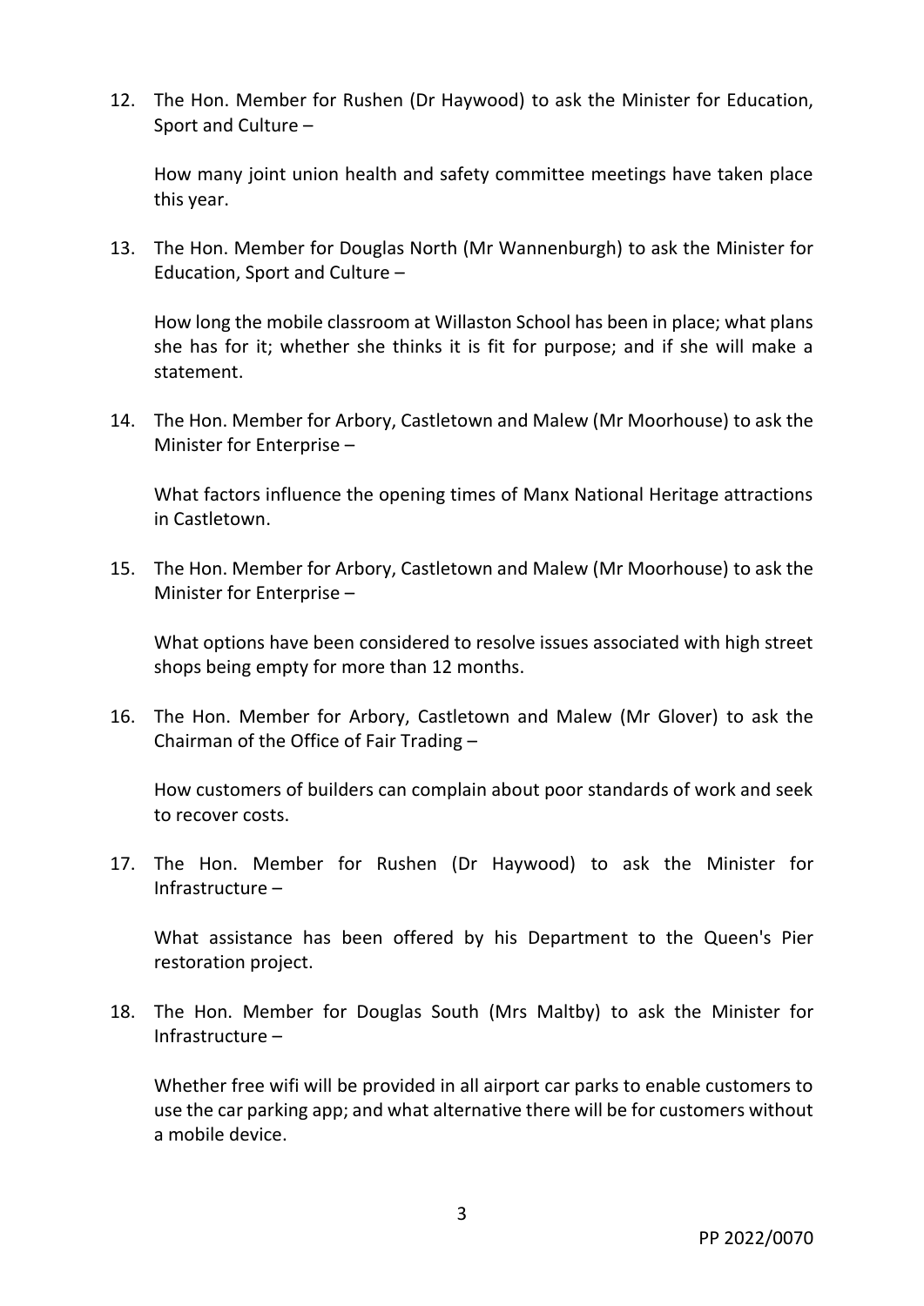12. The Hon. Member for Rushen (Dr Haywood) to ask the Minister for Education, Sport and Culture –

    How many joint union health and safety committee meetings have taken place this year.

13. The Hon. Member for Douglas North (Mr Wannenburgh) to ask the Minister for Education, Sport and Culture –

    How long the mobile classroom at Willaston School has been in place; what plans she has for it; whether she thinks it is fit for purpose; and if she will make a statement.

14. The Hon. Member for Arbory, Castletown and Malew (Mr Moorhouse) to ask the Minister for Enterprise –

    What factors influence the opening times of Manx National Heritage attractions in Castletown.

15. The Hon. Member for Arbory, Castletown and Malew (Mr Moorhouse) to ask the Minister for Enterprise –

    What options have been considered to resolve issues associated with high street shops being empty for more than 12 months.

16. The Hon. Member for Arbory, Castletown and Malew (Mr Glover) to ask the Chairman of the Office of Fair Trading –

    How customers of builders can complain about poor standards of work and seek to recover costs.

17. The Hon. Member for Rushen (Dr Haywood) to ask the Minister for Infrastructure –

    What assistance has been offered by his Department to the Queen's Pier restoration project.

18. The Hon. Member for Douglas South (Mrs Maltby) to ask the Minister for Infrastructure –

    Whether free wifi will be provided in all airport car parks to enable customers to use the car parking app; and what alternative there will be for customers without a mobile device.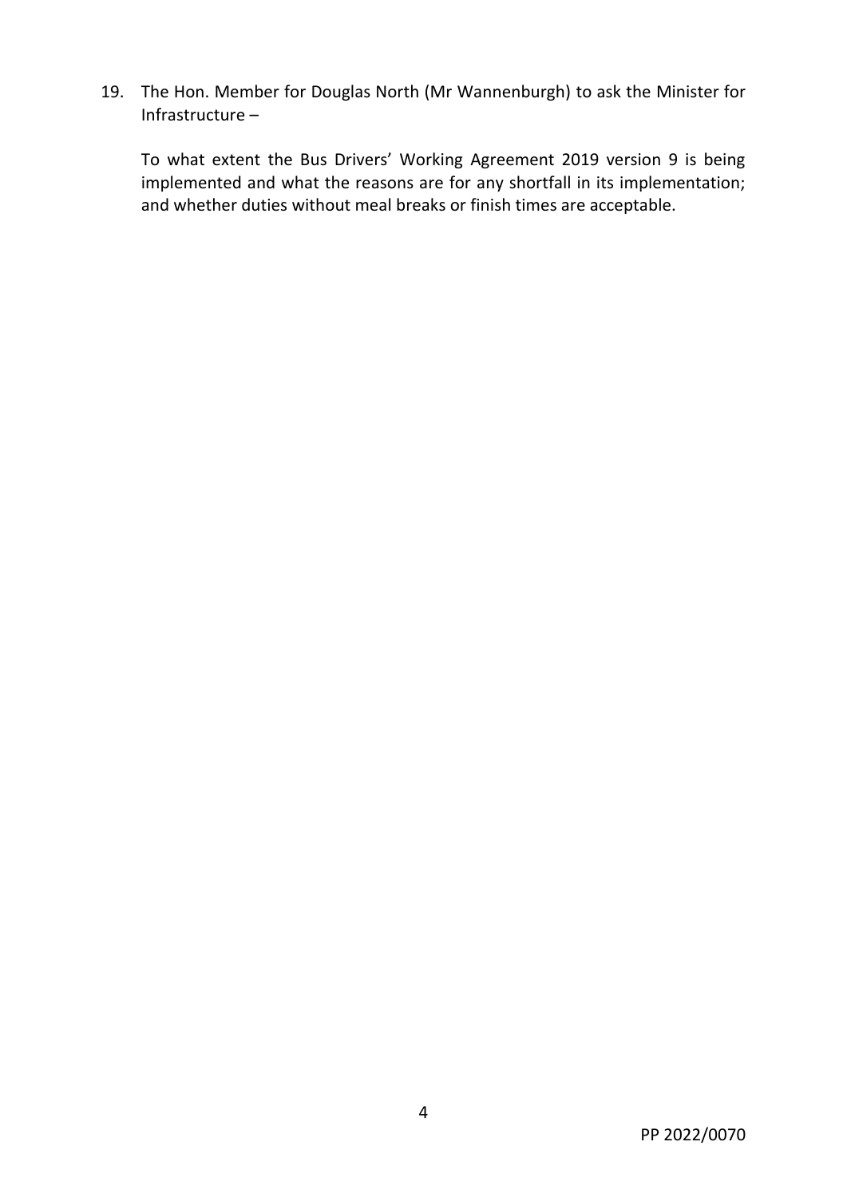19. The Hon. Member for Douglas North (Mr Wannenburgh) to ask the Minister for Infrastructure –

    To what extent the Bus Drivers' Working Agreement 2019 version 9 is being implemented and what the reasons are for any shortfall in its implementation; and whether duties without meal breaks or finish times are acceptable.

PP 2022/0070